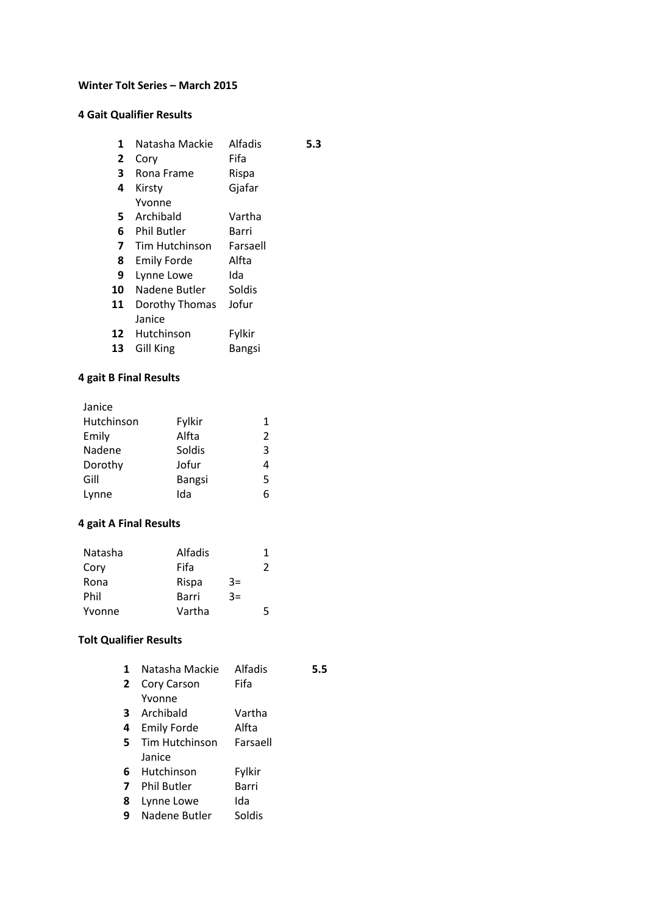**Winter Tolt Series – March 2015**

**4 Gait Qualifier Results**

| | | | |
|---|---|---|---|
| **1** | Natasha Mackie | Alfadis | **5.3** |
| **2** | Cory | Fifa | |
| **3** | Rona Frame | Rispa | |
| **4** | Kirsty | Gjafar | |
| | Yvonne | | |
| **5** | Archibald | Vartha | |
| **6** | Phil Butler | Barri | |
| **7** | Tim Hutchinson | Farsaell | |
| **8** | Emily Forde | Alfta | |
| **9** | Lynne Lowe | Ida | |
| **10** | Nadene Butler | Soldis | |
| **11** | Dorothy Thomas | Jofur | |
| | Janice | | |
| **12** | Hutchinson | Fylkir | |
| **13** | Gill King | Bangsi | |

**4 gait B Final Results**

| | | |
|---|---|---|
| Janice | | |
| Hutchinson | Fylkir | 1 |
| Emily | Alfta | 2 |
| Nadene | Soldis | 3 |
| Dorothy | Jofur | 4 |
| Gill | Bangsi | 5 |
| Lynne | Ida | 6 |

**4 gait A Final Results**

| | | |
|---|---|---|
| Natasha | Alfadis | 1 |
| Cory | Fifa | 2 |
| Rona | Rispa | 3= |
| Phil | Barri | 3= |
| Yvonne | Vartha | 5 |

**Tolt Qualifier Results**

| | | | |
|---|---|---|---|
| **1** | Natasha Mackie | Alfadis | **5.5** |
| **2** | Cory Carson | Fifa | |
| | Yvonne | | |
| **3** | Archibald | Vartha | |
| **4** | Emily Forde | Alfta | |
| **5** | Tim Hutchinson | Farsaell | |
| | Janice | | |
| **6** | Hutchinson | Fylkir | |
| **7** | Phil Butler | Barri | |
| **8** | Lynne Lowe | Ida | |
| **9** | Nadene Butler | Soldis | |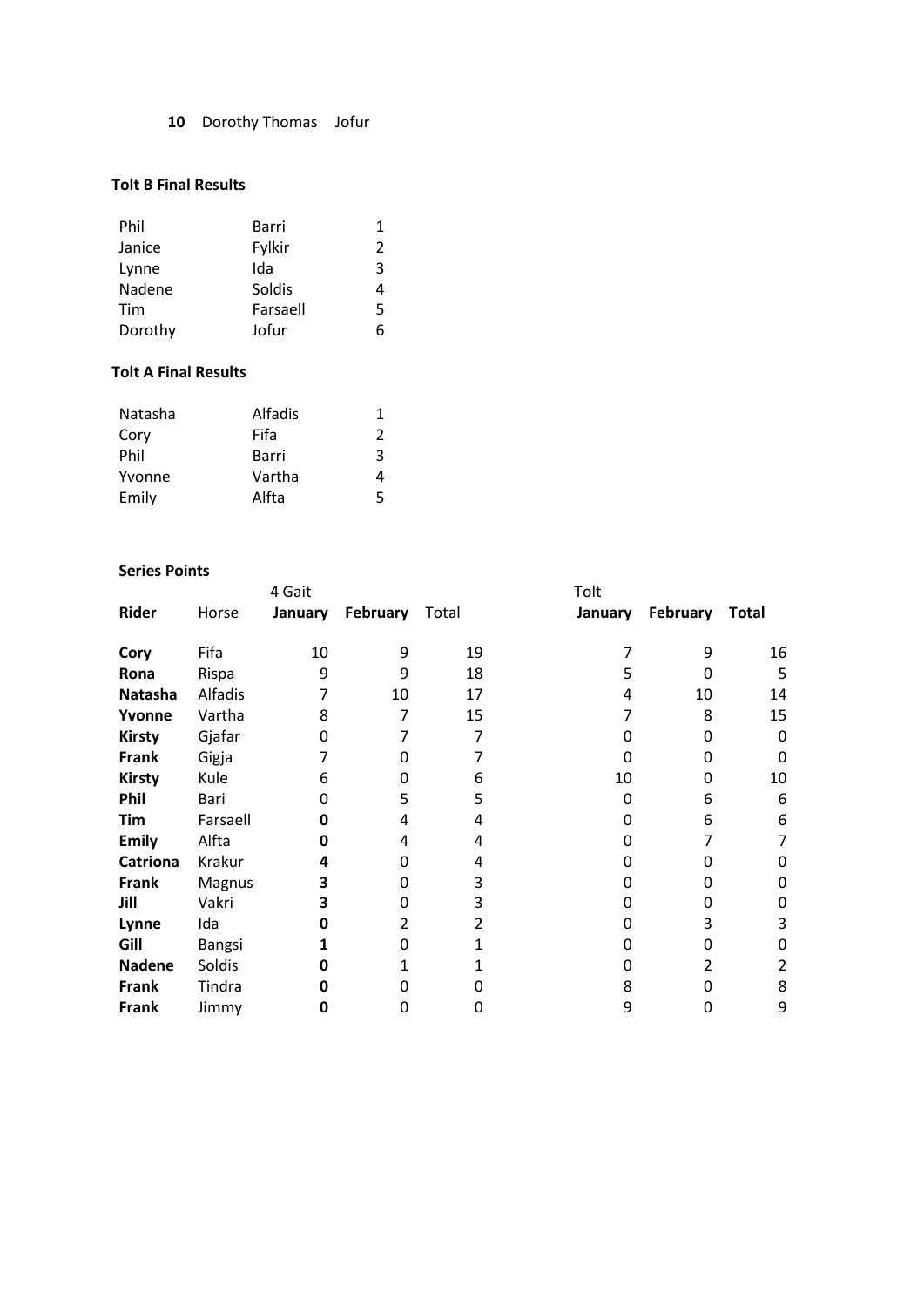**10** Dorothy Thomas Jofur

**Tolt B Final Results**

| | | |
|---|---|---|
| Phil | Barri | 1 |
| Janice | Fylkir | 2 |
| Lynne | Ida | 3 |
| Nadene | Soldis | 4 |
| Tim | Farsaell | 5 |
| Dorothy | Jofur | 6 |

**Tolt A Final Results**

| | | |
|---|---|---|
| Natasha | Alfadis | 1 |
| Cory | Fifa | 2 |
| Phil | Barri | 3 |
| Yvonne | Vartha | 4 |
| Emily | Alfta | 5 |

**Series Points**

| | | 4 Gait | | | Tolt | | |
|---|---|---|---|---|---|---|---|
| **Rider** | Horse | **January** | **February** | Total | **January** | **February** | **Total** |
| **Cory** | Fifa | 10 | 9 | 19 | 7 | 9 | 16 |
| **Rona** | Rispa | 9 | 9 | 18 | 5 | 0 | 5 |
| **Natasha** | Alfadis | 7 | 10 | 17 | 4 | 10 | 14 |
| **Yvonne** | Vartha | 8 | 7 | 15 | 7 | 8 | 15 |
| **Kirsty** | Gjafar | 0 | 7 | 7 | 0 | 0 | 0 |
| **Frank** | Gigja | 7 | 0 | 7 | 0 | 0 | 0 |
| **Kirsty** | Kule | 6 | 0 | 6 | 10 | 0 | 10 |
| **Phil** | Bari | 0 | 5 | 5 | 0 | 6 | 6 |
| **Tim** | Farsaell | **0** | 4 | 4 | 0 | 6 | 6 |
| **Emily** | Alfta | **0** | 4 | 4 | 0 | 7 | 7 |
| **Catriona** | Krakur | **4** | 0 | 4 | 0 | 0 | 0 |
| **Frank** | Magnus | **3** | 0 | 3 | 0 | 0 | 0 |
| **Jill** | Vakri | **3** | 0 | 3 | 0 | 0 | 0 |
| **Lynne** | Ida | **0** | 2 | 2 | 0 | 3 | 3 |
| **Gill** | Bangsi | **1** | 0 | 1 | 0 | 0 | 0 |
| **Nadene** | Soldis | **0** | 1 | 1 | 0 | 2 | 2 |
| **Frank** | Tindra | **0** | 0 | 0 | 8 | 0 | 8 |
| **Frank** | Jimmy | **0** | 0 | 0 | 9 | 0 | 9 |